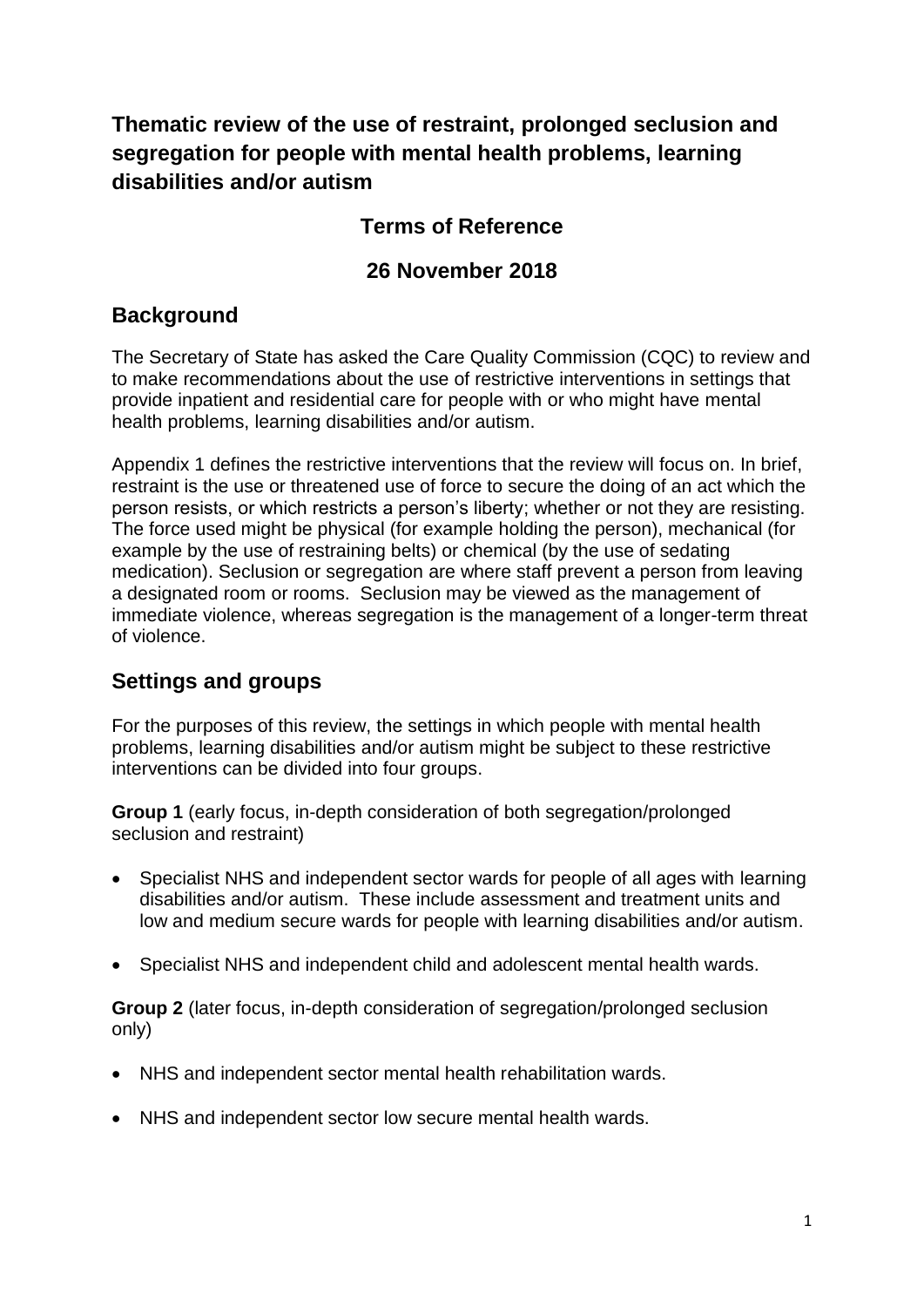# Thematic review of the use of restraint, prolonged seclusion and segregation for people with mental health problems, learning disabilities and/or autism

## Terms of Reference

## 26 November 2018

## Background

The Secretary of State has asked the Care Quality Commission (CQC) to review and to make recommendations about the use of restrictive interventions in settings that provide inpatient and residential care for people with or who might have mental health problems, learning disabilities and/or autism.

Appendix 1 defines the restrictive interventions that the review will focus on. In brief, restraint is the use or threatened use of force to secure the doing of an act which the person resists, or which restricts a person's liberty; whether or not they are resisting. The force used might be physical (for example holding the person), mechanical (for example by the use of restraining belts) or chemical (by the use of sedating medication). Seclusion or segregation are where staff prevent a person from leaving a designated room or rooms. Seclusion may be viewed as the management of immediate violence, whereas segregation is the management of a longer-term threat of violence.

## Settings and groups

For the purposes of this review, the settings in which people with mental health problems, learning disabilities and/or autism might be subject to these restrictive interventions can be divided into four groups.

**Group 1** (early focus, in-depth consideration of both segregation/prolonged seclusion and restraint)

- Specialist NHS and independent sector wards for people of all ages with learning disabilities and/or autism. These include assessment and treatment units and low and medium secure wards for people with learning disabilities and/or autism.
- Specialist NHS and independent child and adolescent mental health wards.

**Group 2** (later focus, in-depth consideration of segregation/prolonged seclusion only)

- NHS and independent sector mental health rehabilitation wards.
- NHS and independent sector low secure mental health wards.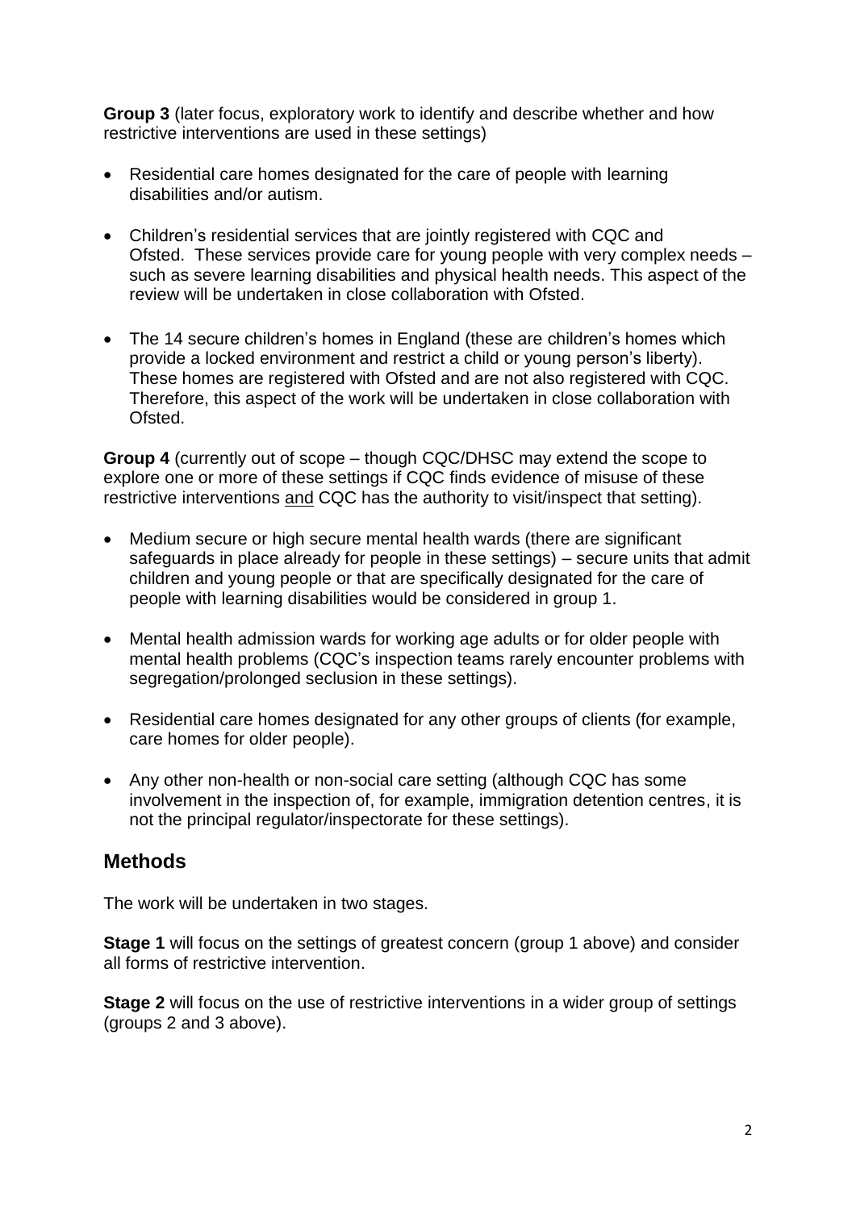**Group 3** (later focus, exploratory work to identify and describe whether and how restrictive interventions are used in these settings)

- Residential care homes designated for the care of people with learning disabilities and/or autism.
- Children's residential services that are jointly registered with CQC and Ofsted. These services provide care for young people with very complex needs – such as severe learning disabilities and physical health needs. This aspect of the review will be undertaken in close collaboration with Ofsted.
- The 14 secure children's homes in England (these are children's homes which provide a locked environment and restrict a child or young person's liberty). These homes are registered with Ofsted and are not also registered with CQC. Therefore, this aspect of the work will be undertaken in close collaboration with Ofsted.

**Group 4** (currently out of scope – though CQC/DHSC may extend the scope to explore one or more of these settings if CQC finds evidence of misuse of these restrictive interventions and CQC has the authority to visit/inspect that setting).

- Medium secure or high secure mental health wards (there are significant safeguards in place already for people in these settings) – secure units that admit children and young people or that are specifically designated for the care of people with learning disabilities would be considered in group 1.
- Mental health admission wards for working age adults or for older people with mental health problems (CQC's inspection teams rarely encounter problems with segregation/prolonged seclusion in these settings).
- Residential care homes designated for any other groups of clients (for example, care homes for older people).
- Any other non-health or non-social care setting (although CQC has some involvement in the inspection of, for example, immigration detention centres, it is not the principal regulator/inspectorate for these settings).

## Methods

The work will be undertaken in two stages.

**Stage 1** will focus on the settings of greatest concern (group 1 above) and consider all forms of restrictive intervention.

**Stage 2** will focus on the use of restrictive interventions in a wider group of settings (groups 2 and 3 above).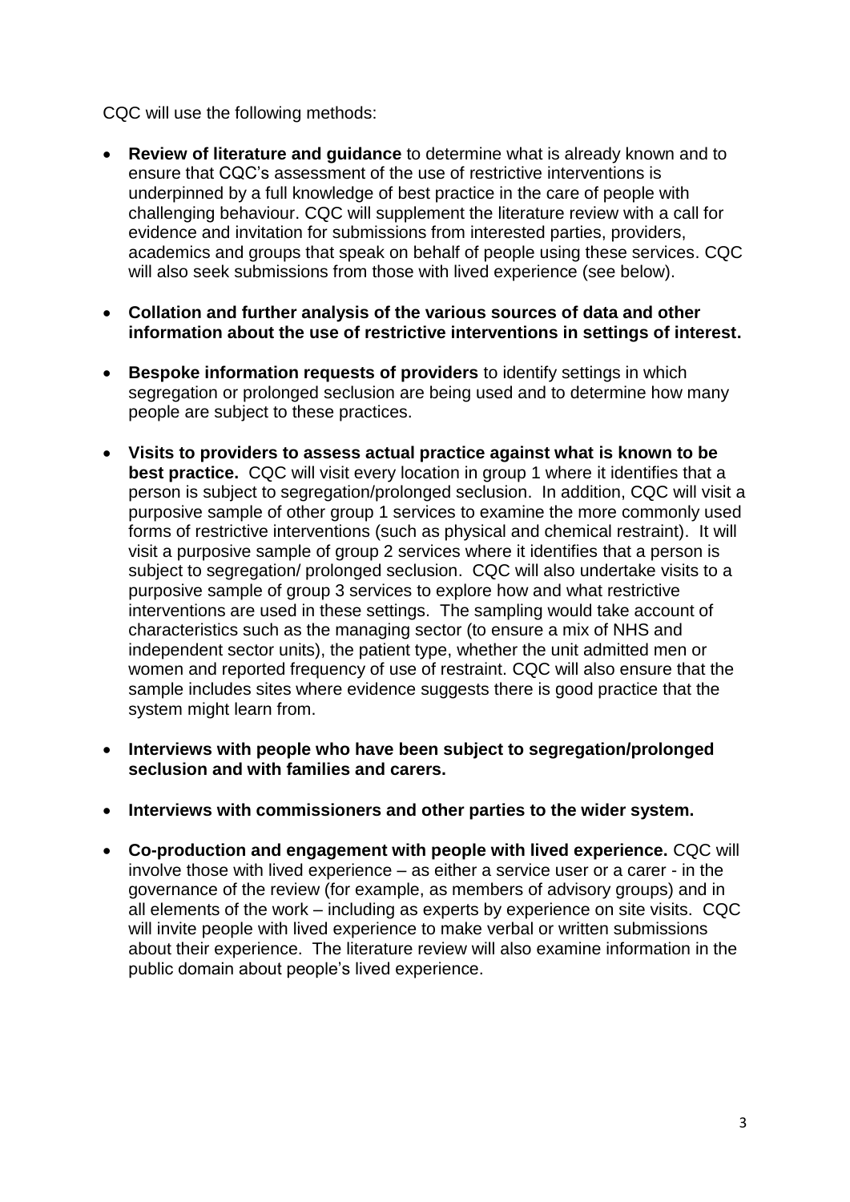CQC will use the following methods:

- **Review of literature and guidance** to determine what is already known and to ensure that CQC's assessment of the use of restrictive interventions is underpinned by a full knowledge of best practice in the care of people with challenging behaviour. CQC will supplement the literature review with a call for evidence and invitation for submissions from interested parties, providers, academics and groups that speak on behalf of people using these services. CQC will also seek submissions from those with lived experience (see below).

- **Collation and further analysis of the various sources of data and other information about the use of restrictive interventions in settings of interest.**

- **Bespoke information requests of providers** to identify settings in which segregation or prolonged seclusion are being used and to determine how many people are subject to these practices.

- **Visits to providers to assess actual practice against what is known to be best practice.** CQC will visit every location in group 1 where it identifies that a person is subject to segregation/prolonged seclusion. In addition, CQC will visit a purposive sample of other group 1 services to examine the more commonly used forms of restrictive interventions (such as physical and chemical restraint). It will visit a purposive sample of group 2 services where it identifies that a person is subject to segregation/ prolonged seclusion. CQC will also undertake visits to a purposive sample of group 3 services to explore how and what restrictive interventions are used in these settings. The sampling would take account of characteristics such as the managing sector (to ensure a mix of NHS and independent sector units), the patient type, whether the unit admitted men or women and reported frequency of use of restraint. CQC will also ensure that the sample includes sites where evidence suggests there is good practice that the system might learn from.

- **Interviews with people who have been subject to segregation/prolonged seclusion and with families and carers.**

- **Interviews with commissioners and other parties to the wider system.**

- **Co-production and engagement with people with lived experience.** CQC will involve those with lived experience – as either a service user or a carer - in the governance of the review (for example, as members of advisory groups) and in all elements of the work – including as experts by experience on site visits. CQC will invite people with lived experience to make verbal or written submissions about their experience. The literature review will also examine information in the public domain about people's lived experience.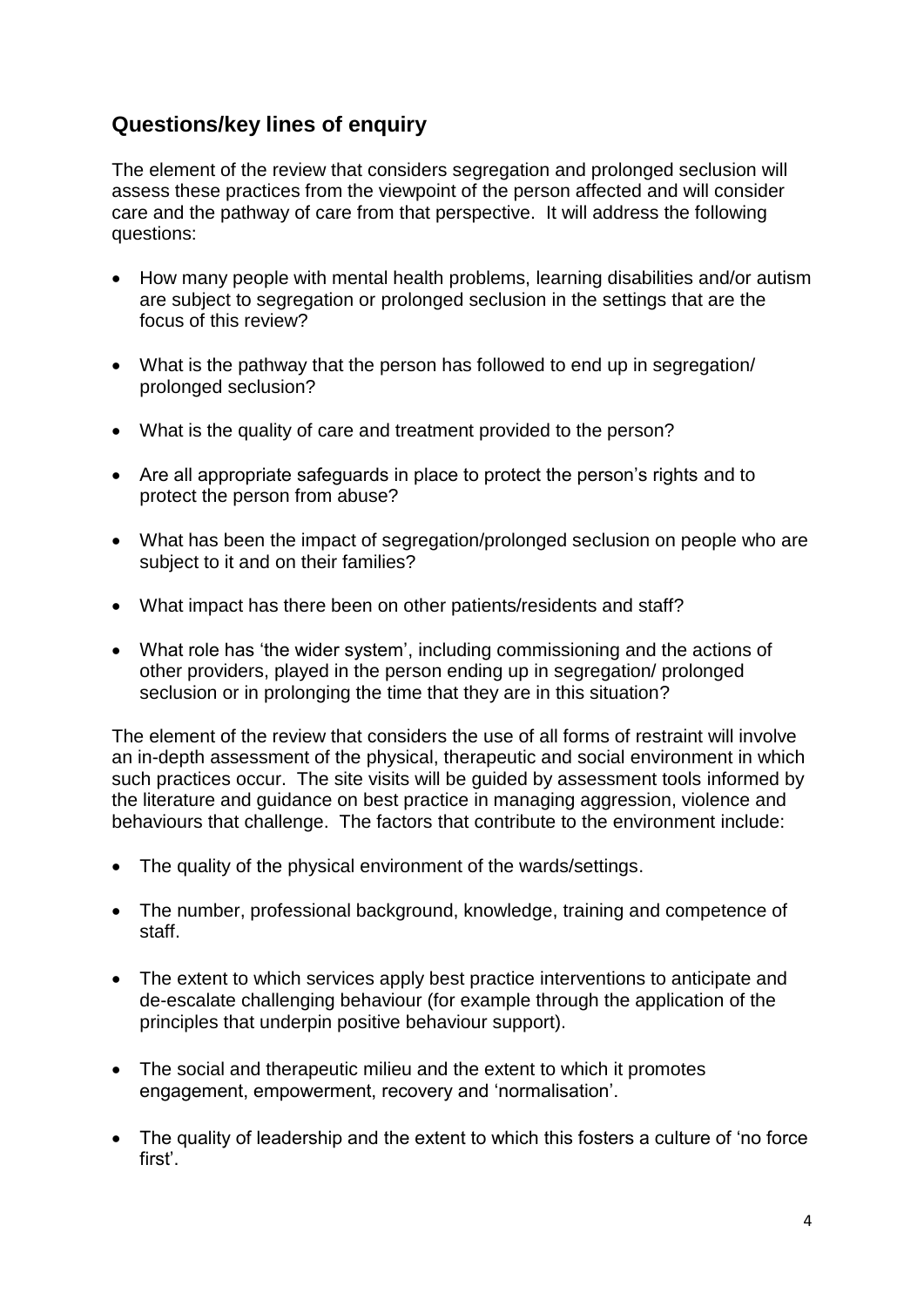## Questions/key lines of enquiry

The element of the review that considers segregation and prolonged seclusion will assess these practices from the viewpoint of the person affected and will consider care and the pathway of care from that perspective. It will address the following questions:

- How many people with mental health problems, learning disabilities and/or autism are subject to segregation or prolonged seclusion in the settings that are the focus of this review?
- What is the pathway that the person has followed to end up in segregation/ prolonged seclusion?
- What is the quality of care and treatment provided to the person?
- Are all appropriate safeguards in place to protect the person's rights and to protect the person from abuse?
- What has been the impact of segregation/prolonged seclusion on people who are subject to it and on their families?
- What impact has there been on other patients/residents and staff?
- What role has 'the wider system', including commissioning and the actions of other providers, played in the person ending up in segregation/ prolonged seclusion or in prolonging the time that they are in this situation?

The element of the review that considers the use of all forms of restraint will involve an in-depth assessment of the physical, therapeutic and social environment in which such practices occur. The site visits will be guided by assessment tools informed by the literature and guidance on best practice in managing aggression, violence and behaviours that challenge. The factors that contribute to the environment include:

- The quality of the physical environment of the wards/settings.
- The number, professional background, knowledge, training and competence of staff.
- The extent to which services apply best practice interventions to anticipate and de-escalate challenging behaviour (for example through the application of the principles that underpin positive behaviour support).
- The social and therapeutic milieu and the extent to which it promotes engagement, empowerment, recovery and 'normalisation'.
- The quality of leadership and the extent to which this fosters a culture of 'no force first'.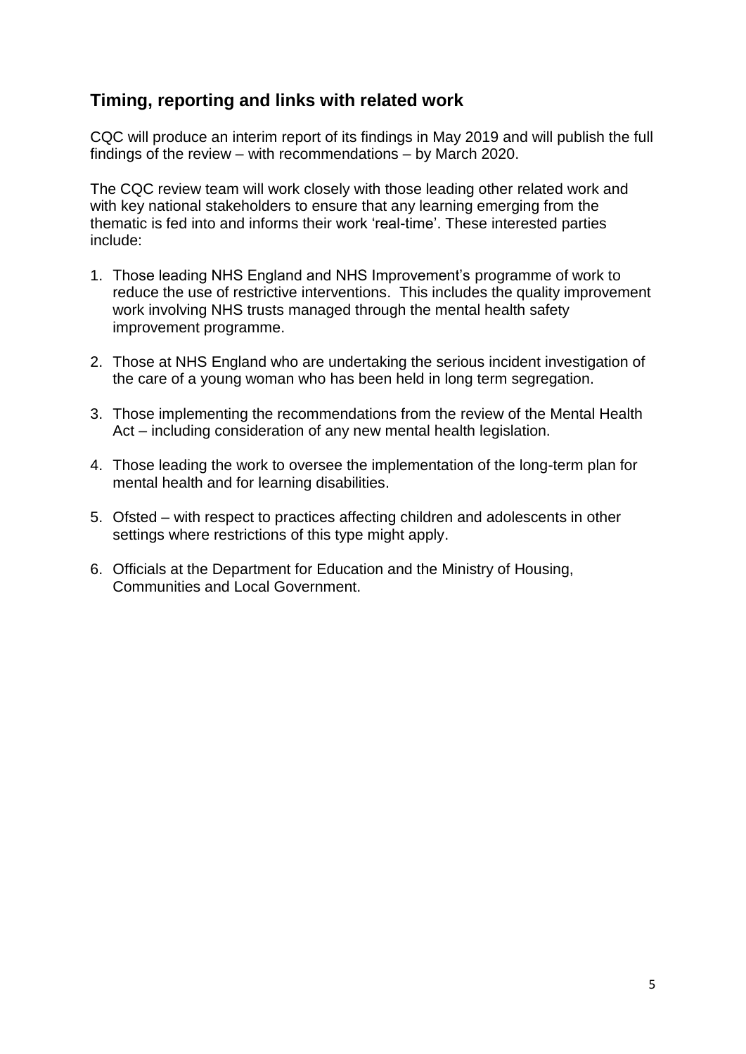## Timing, reporting and links with related work

CQC will produce an interim report of its findings in May 2019 and will publish the full findings of the review – with recommendations – by March 2020.

The CQC review team will work closely with those leading other related work and with key national stakeholders to ensure that any learning emerging from the thematic is fed into and informs their work 'real-time'. These interested parties include:

1. Those leading NHS England and NHS Improvement's programme of work to reduce the use of restrictive interventions. This includes the quality improvement work involving NHS trusts managed through the mental health safety improvement programme.
2. Those at NHS England who are undertaking the serious incident investigation of the care of a young woman who has been held in long term segregation.
3. Those implementing the recommendations from the review of the Mental Health Act – including consideration of any new mental health legislation.
4. Those leading the work to oversee the implementation of the long-term plan for mental health and for learning disabilities.
5. Ofsted – with respect to practices affecting children and adolescents in other settings where restrictions of this type might apply.
6. Officials at the Department for Education and the Ministry of Housing, Communities and Local Government.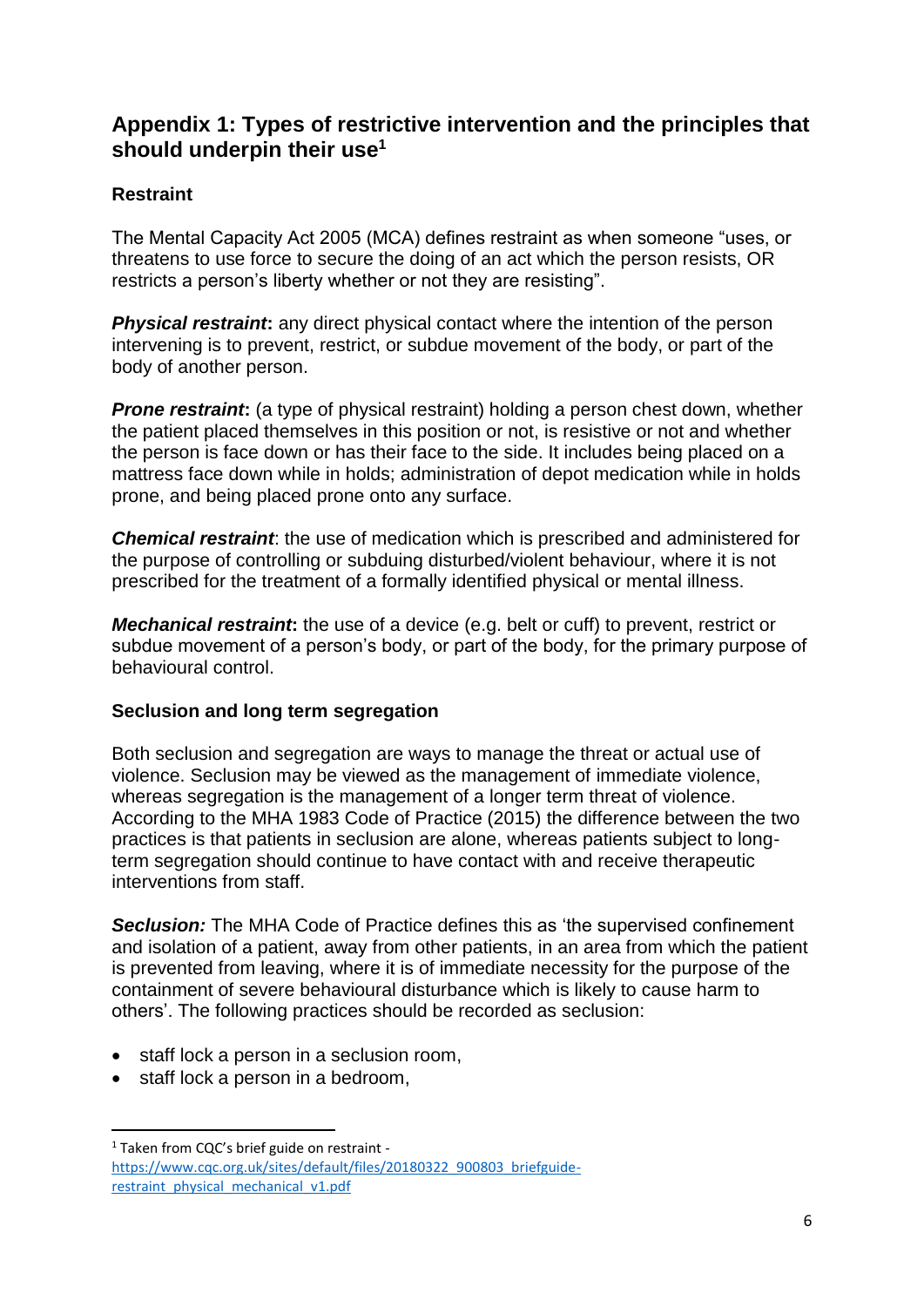## Appendix 1: Types of restrictive intervention and the principles that should underpin their use[1]

### Restraint

The Mental Capacity Act 2005 (MCA) defines restraint as when someone "uses, or threatens to use force to secure the doing of an act which the person resists, OR restricts a person's liberty whether or not they are resisting".

***Physical restraint*:** any direct physical contact where the intention of the person intervening is to prevent, restrict, or subdue movement of the body, or part of the body of another person.

***Prone restraint*:** (a type of physical restraint) holding a person chest down, whether the patient placed themselves in this position or not, is resistive or not and whether the person is face down or has their face to the side. It includes being placed on a mattress face down while in holds; administration of depot medication while in holds prone, and being placed prone onto any surface.

***Chemical restraint***: the use of medication which is prescribed and administered for the purpose of controlling or subduing disturbed/violent behaviour, where it is not prescribed for the treatment of a formally identified physical or mental illness.

***Mechanical restraint*:** the use of a device (e.g. belt or cuff) to prevent, restrict or subdue movement of a person's body, or part of the body, for the primary purpose of behavioural control.

### Seclusion and long term segregation

Both seclusion and segregation are ways to manage the threat or actual use of violence. Seclusion may be viewed as the management of immediate violence, whereas segregation is the management of a longer term threat of violence. According to the MHA 1983 Code of Practice (2015) the difference between the two practices is that patients in seclusion are alone, whereas patients subject to long-term segregation should continue to have contact with and receive therapeutic interventions from staff.

***Seclusion:*** The MHA Code of Practice defines this as 'the supervised confinement and isolation of a patient, away from other patients, in an area from which the patient is prevented from leaving, where it is of immediate necessity for the purpose of the containment of severe behavioural disturbance which is likely to cause harm to others'. The following practices should be recorded as seclusion:

- staff lock a person in a seclusion room,
- staff lock a person in a bedroom,

---

[1] Taken from CQC's brief guide on restraint - https://www.cqc.org.uk/sites/default/files/20180322_900803_briefguide-restraint_physical_mechanical_v1.pdf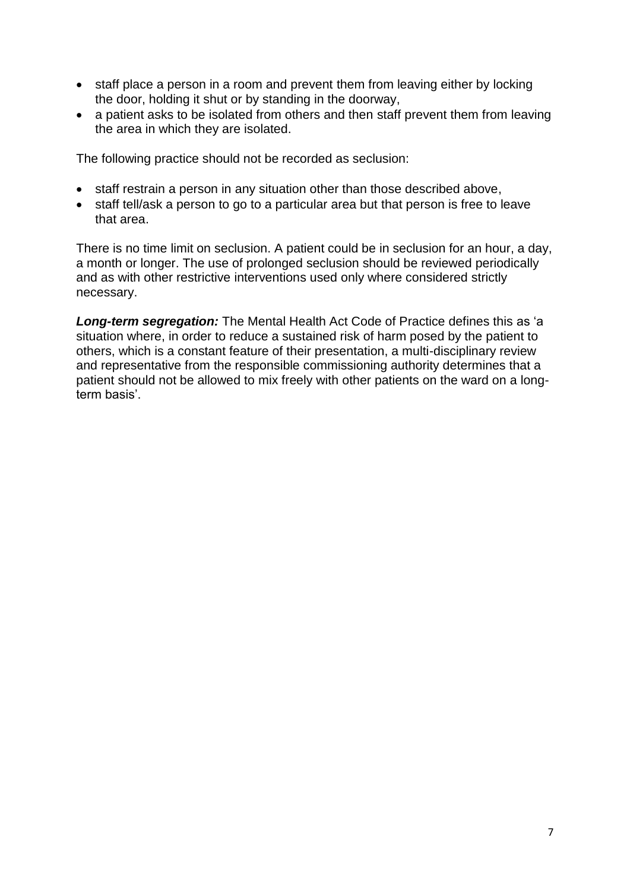- staff place a person in a room and prevent them from leaving either by locking the door, holding it shut or by standing in the doorway,
- a patient asks to be isolated from others and then staff prevent them from leaving the area in which they are isolated.

The following practice should not be recorded as seclusion:

- staff restrain a person in any situation other than those described above,
- staff tell/ask a person to go to a particular area but that person is free to leave that area.

There is no time limit on seclusion. A patient could be in seclusion for an hour, a day, a month or longer. The use of prolonged seclusion should be reviewed periodically and as with other restrictive interventions used only where considered strictly necessary.

***Long-term segregation:*** The Mental Health Act Code of Practice defines this as 'a situation where, in order to reduce a sustained risk of harm posed by the patient to others, which is a constant feature of their presentation, a multi-disciplinary review and representative from the responsible commissioning authority determines that a patient should not be allowed to mix freely with other patients on the ward on a long-term basis'.